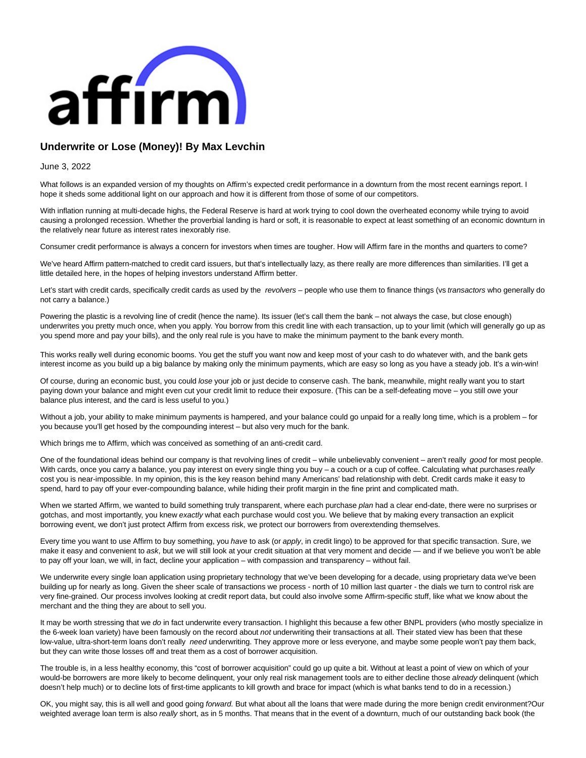# Underwrite or Lose (Money)! By Max Levchin

June 3, 2022

What follows is an expanded version of my thoughts on Affirm's expected credit performance in a downturn from the most recent earnings report. I hope it sheds some additional light on our approach and how it is different from those of some of our competitors.

With inflation running at multi-decade highs, the Federal Reserve is hard at work trying to cool down the overheated economy while trying to avoid causing a prolonged recession. Whether the proverbial landing is hard or soft, it is reasonable to expect at least something of an economic downturn in the relatively near future as interest rates inexorably rise.

Consumer credit performance is always a concern for investors when times are tougher. How will Affirm fare in the months and quarters to come?

We've heard Affirm pattern-matched to credit card issuers, but that's intellectually lazy, as there really are more differences than similarities. I'll get a little detailed here, in the hopes of helping investors understand Affirm better.

Let's start with credit cards, specifically credit cards as used by the *revolvers* – people who use them to finance things (vs *transactors* who generally do not carry a balance.)

Powering the plastic is a revolving line of credit (hence the name). Its issuer (let's call them the bank – not always the case, but close enough) underwrites you pretty much once, when you apply. You borrow from this credit line with each transaction, up to your limit (which will generally go up as you spend more and pay your bills), and the only real rule is you have to make the minimum payment to the bank every month.

This works really well during economic booms. You get the stuff you want now and keep most of your cash to do whatever with, and the bank gets interest income as you build up a big balance by making only the minimum payments, which are easy so long as you have a steady job. It's a win-win!

Of course, during an economic bust, you could *lose* your job or just decide to conserve cash. The bank, meanwhile, might really want you to start paying down your balance and might even cut your credit limit to reduce their exposure. (This can be a self-defeating move – you still owe your balance plus interest, and the card is less useful to you.)

Without a job, your ability to make minimum payments is hampered, and your balance could go unpaid for a really long time, which is a problem – for you because you'll get hosed by the compounding interest – but also very much for the bank.

Which brings me to Affirm, which was conceived as something of an anti-credit card.

One of the foundational ideas behind our company is that revolving lines of credit – while unbelievably convenient – aren't really *good* for most people. With cards, once you carry a balance, you pay interest on every single thing you buy – a couch or a cup of coffee. Calculating what purchases *really* cost you is near-impossible. In my opinion, this is the key reason behind many Americans' bad relationship with debt. Credit cards make it easy to spend, hard to pay off your ever-compounding balance, while hiding their profit margin in the fine print and complicated math.

When we started Affirm, we wanted to build something truly transparent, where each purchase *plan* had a clear end-date, there were no surprises or gotchas, and most importantly, you knew *exactly* what each purchase would cost you. We believe that by making every transaction an explicit borrowing event, we don't just protect Affirm from excess risk, we protect our borrowers from overextending themselves.

Every time you want to use Affirm to buy something, you *have* to ask (or *apply*, in credit lingo) to be approved for that specific transaction. Sure, we make it easy and convenient to *ask*, but we will still look at your credit situation at that very moment and decide — and if we believe you won't be able to pay off your loan, we will, in fact, decline your application – with compassion and transparency – without fail.

We underwrite every single loan application using proprietary technology that we've been developing for a decade, using proprietary data we've been building up for nearly as long. Given the sheer scale of transactions we process - north of 10 million last quarter - the dials we turn to control risk are very fine-grained. Our process involves looking at credit report data, but could also involve some Affirm-specific stuff, like what we know about the merchant and the thing they are about to sell you.

It may be worth stressing that we *do* in fact underwrite every transaction. I highlight this because a few other BNPL providers (who mostly specialize in the 6-week loan variety) have been famously on the record about *not* underwriting their transactions at all. Their stated view has been that these low-value, ultra-short-term loans don't really *need* underwriting. They approve more or less everyone, and maybe some people won't pay them back, but they can write those losses off and treat them as a cost of borrower acquisition.

The trouble is, in a less healthy economy, this "cost of borrower acquisition" could go up quite a bit. Without at least a point of view on which of your would-be borrowers are more likely to become delinquent, your only real risk management tools are to either decline those *already* delinquent (which doesn't help much) or to decline lots of first-time applicants to kill growth and brace for impact (which is what banks tend to do in a recession.)

OK, you might say, this is all well and good going *forward*. But what about all the loans that were made during the more benign credit environment?Our weighted average loan term is also *really* short, as in 5 months. That means that in the event of a downturn, much of our outstanding back book (the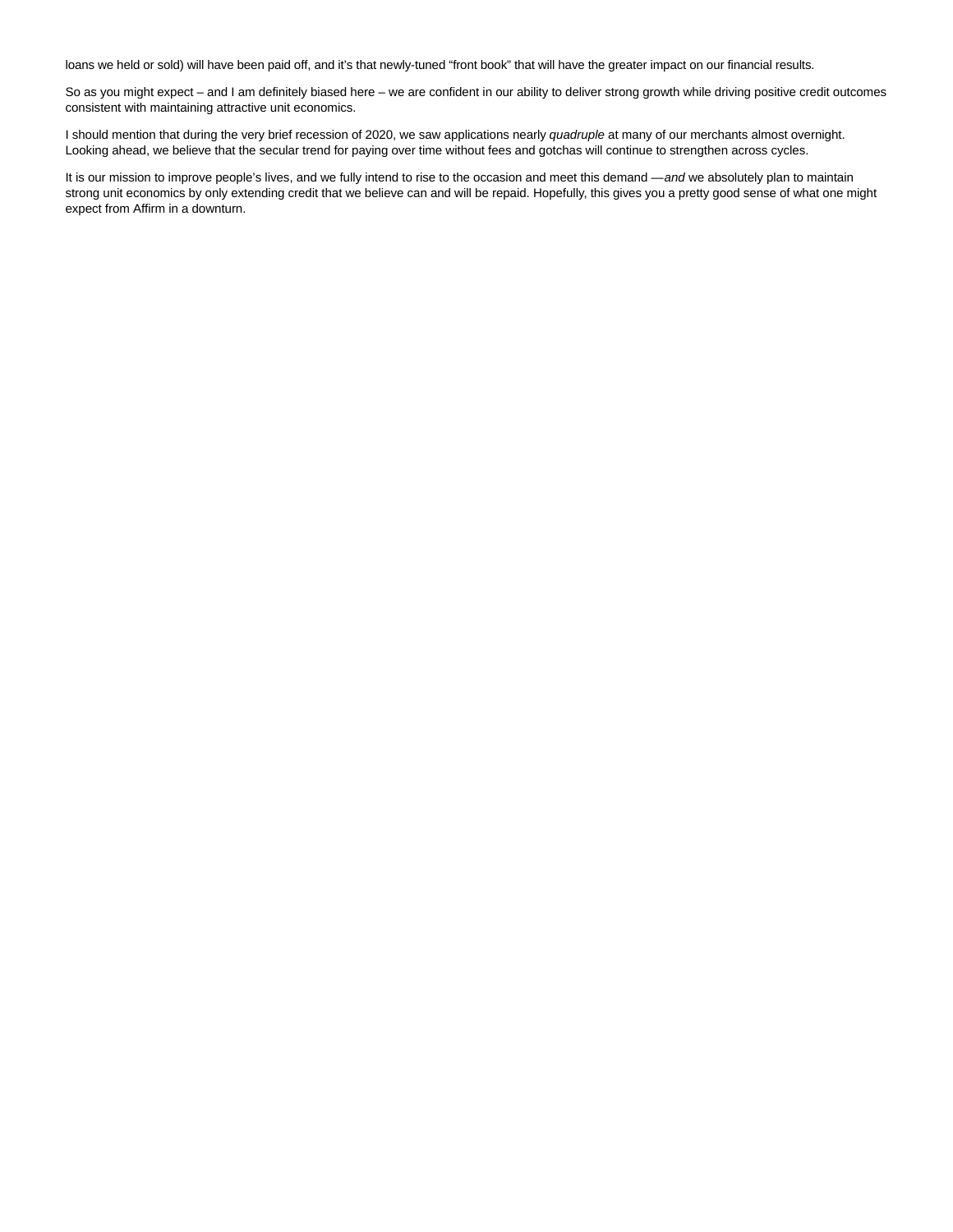loans we held or sold) will have been paid off, and it's that newly-tuned "front book" that will have the greater impact on our financial results.

So as you might expect – and I am definitely biased here – we are confident in our ability to deliver strong growth while driving positive credit outcomes consistent with maintaining attractive unit economics.

I should mention that during the very brief recession of 2020, we saw applications nearly *quadruple* at many of our merchants almost overnight. Looking ahead, we believe that the secular trend for paying over time without fees and gotchas will continue to strengthen across cycles.

It is our mission to improve people's lives, and we fully intend to rise to the occasion and meet this demand —*and* we absolutely plan to maintain strong unit economics by only extending credit that we believe can and will be repaid. Hopefully, this gives you a pretty good sense of what one might expect from Affirm in a downturn.